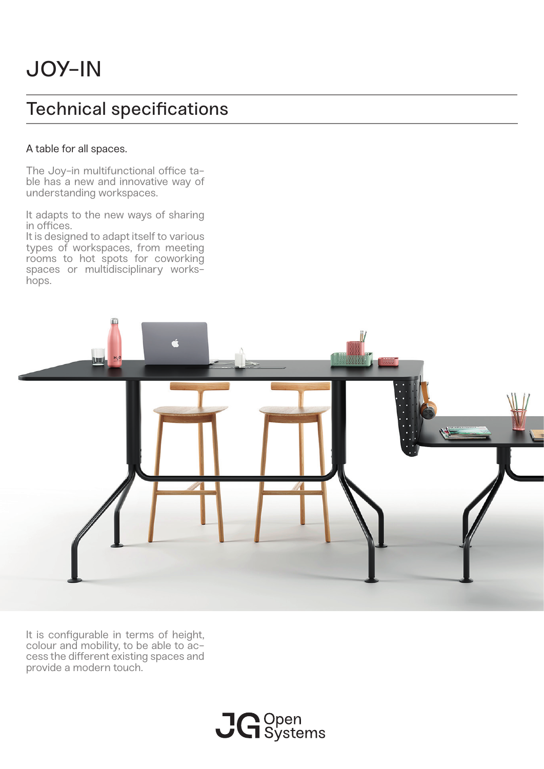# JOY-IN

## Technical specifications

A table for all spaces.

The Joy-in multifunctional office table has a new and innovative way of understanding workspaces.

It adapts to the new ways of sharing in offices.
It is designed to adapt itself to various types of workspaces, from meeting rooms to hot spots for coworking spaces or multidisciplinary workshops.

It is configurable in terms of height, colour and mobility, to be able to access the different existing spaces and provide a modern touch.

JG Open Systems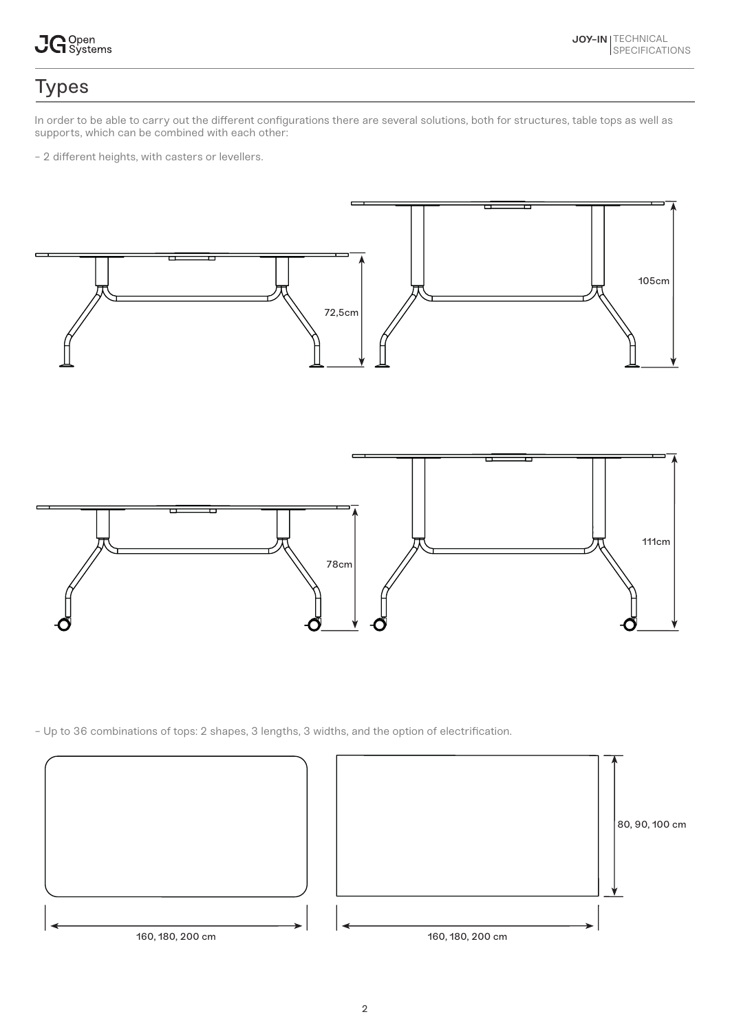# Types

In order to be able to carry out the different configurations there are several solutions, both for structures, table tops as well as supports, which can be combined with each other:

- 2 different heights, with casters or levellers.

72,5cm

105cm

78cm

111cm

- Up to 36 combinations of tops: 2 shapes, 3 lengths, 3 widths, and the option of electrification.

80, 90, 100 cm

160, 180, 200 cm

160, 180, 200 cm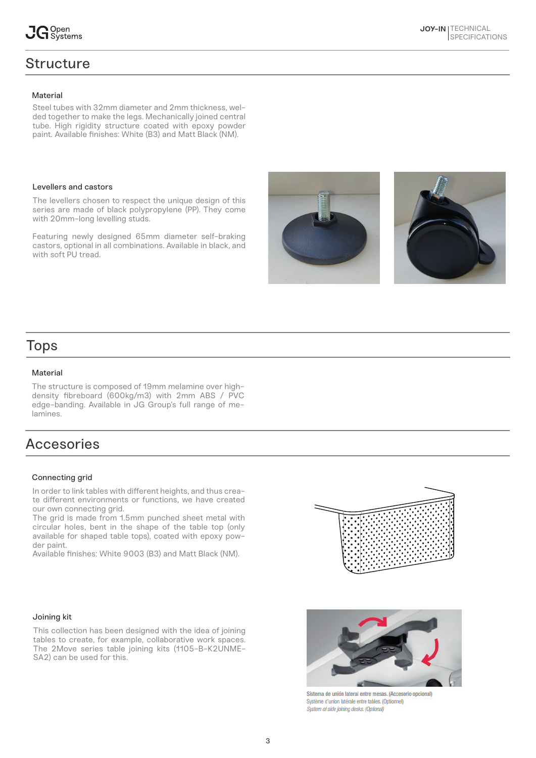## Structure

### Material

Steel tubes with 32mm diameter and 2mm thickness, welded together to make the legs. Mechanically joined central tube. High rigidity structure coated with epoxy powder paint. Available finishes: White (B3) and Matt Black (NM).

### Levellers and castors

The levellers chosen to respect the unique design of this series are made of black polypropylene (PP). They come with 20mm-long levelling studs.

Featuring newly designed 65mm diameter self-braking castors, optional in all combinations. Available in black, and with soft PU tread.

## Tops

### Material

The structure is composed of 19mm melamine over high-density fibreboard (600kg/m3) with 2mm ABS / PVC edge-banding. Available in JG Group's full range of melamines.

## Accesories

### Connecting grid

In order to link tables with different heights, and thus create different environments or functions, we have created our own connecting grid.
The grid is made from 1.5mm punched sheet metal with circular holes, bent in the shape of the table top (only available for shaped table tops), coated with epoxy powder paint.
Available finishes: White 9003 (B3) and Matt Black (NM).

### Joining kit

This collection has been designed with the idea of joining tables to create, for example, collaborative work spaces. The 2Move series table joining kits (1105-B-K2UNME-SA2) can be used for this.

**Sistema de unión lateral entre mesas. (Accesorio opcional)**
Système d'union latérale entre tables. (Optionnel)
*System of side joining desks. (Optional)*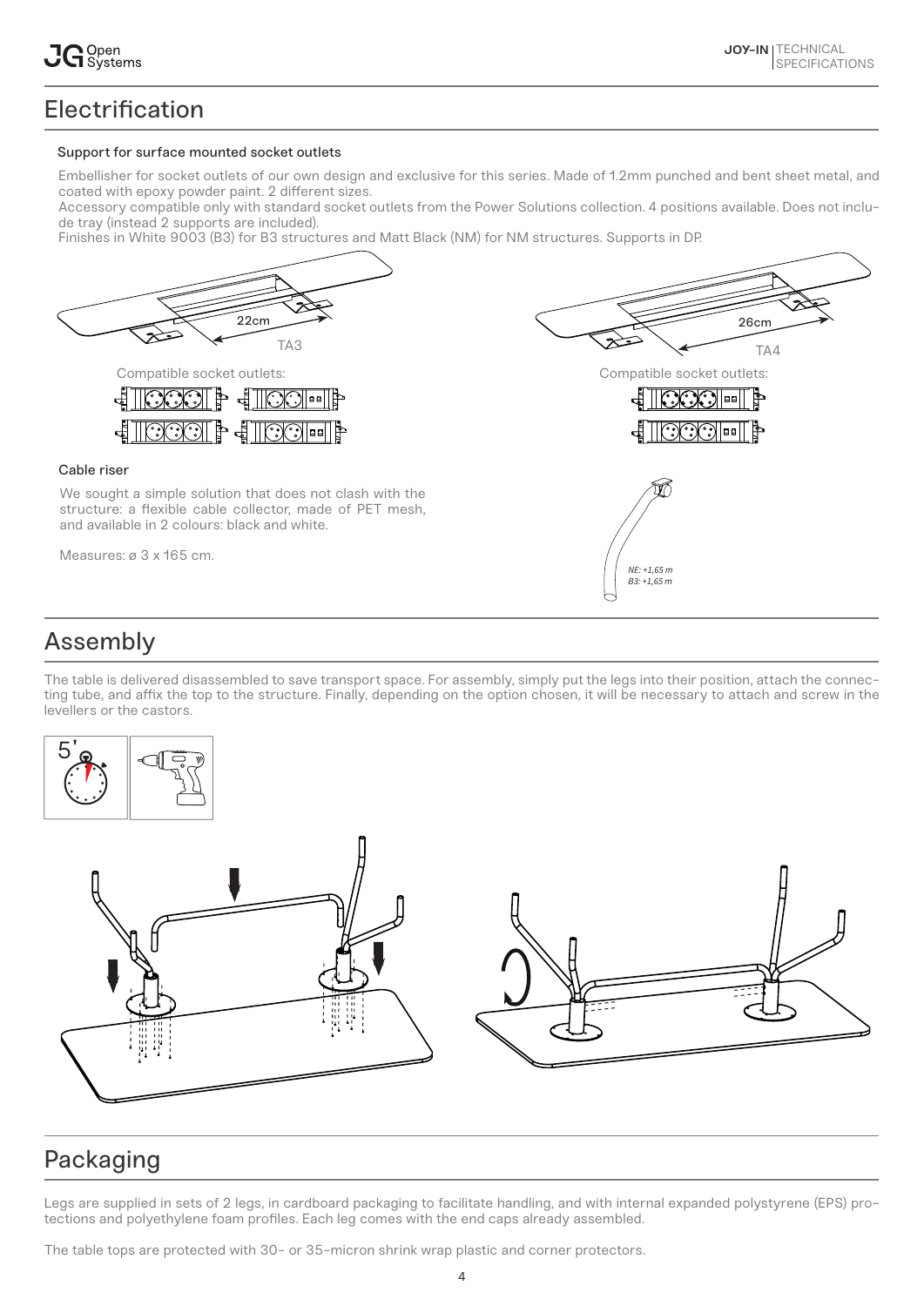# Electrification

### Support for surface mounted socket outlets

Embellisher for socket outlets of our own design and exclusive for this series. Made of 1.2mm punched and bent sheet metal, and coated with epoxy powder paint. 2 different sizes.
Accessory compatible only with standard socket outlets from the Power Solutions collection. 4 positions available. Does not include tray (instead 2 supports are included).
Finishes in White 9003 (B3) for B3 structures and Matt Black (NM) for NM structures. Supports in DP.

22cm

TA3

Compatible socket outlets:

26cm

TA4

Compatible socket outlets:

### Cable riser

We sought a simple solution that does not clash with the structure: a flexible cable collector, made of PET mesh, and available in 2 colours: black and white.

Measures: ø 3 x 165 cm.

*NE: +1,65 m*
*B3: +1,65 m*

# Assembly

The table is delivered disassembled to save transport space. For assembly, simply put the legs into their position, attach the connecting tube, and affix the top to the structure. Finally, depending on the option chosen, it will be necessary to attach and screw in the levellers or the castors.

5'

# Packaging

Legs are supplied in sets of 2 legs, in cardboard packaging to facilitate handling, and with internal expanded polystyrene (EPS) protections and polyethylene foam profiles. Each leg comes with the end caps already assembled.

The table tops are protected with 30- or 35-micron shrink wrap plastic and corner protectors.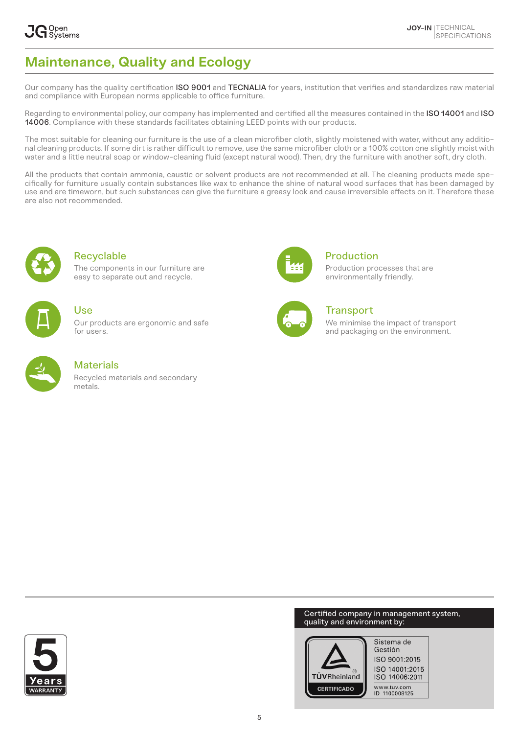## Maintenance, Quality and Ecology

Our company has the quality certification ISO 9001 and TECNALIA for years, institution that verifies and standardizes raw material and compliance with European norms applicable to office furniture.

Regarding to environmental policy, our company has implemented and certified all the measures contained in the ISO 14001 and ISO 14006. Compliance with these standards facilitates obtaining LEED points with our products.

The most suitable for cleaning our furniture is the use of a clean microfiber cloth, slightly moistened with water, without any additional cleaning products. If some dirt is rather difficult to remove, use the same microfiber cloth or a 100% cotton one slightly moist with water and a little neutral soap or window-cleaning fluid (except natural wood). Then, dry the furniture with another soft, dry cloth.

All the products that contain ammonia, caustic or solvent products are not recommended at all. The cleaning products made specifically for furniture usually contain substances like wax to enhance the shine of natural wood surfaces that has been damaged by use and are timeworn, but such substances can give the furniture a greasy look and cause irreversible effects on it. Therefore these are also not recommended.

### Recyclable

The components in our furniture are easy to separate out and recycle.

### Use

Our products are ergonomic and safe for users.

### Materials

Recycled materials and secondary metals.

### Production

Production processes that are environmentally friendly.

### Transport

We minimise the impact of transport and packaging on the environment.

5 Years WARRANTY

Certified company in management system, quality and environment by:

TÜVRheinland CERTIFICADO

Sistema de Gestión
ISO 9001:2015
ISO 14001:2015
ISO 14006:2011
www.tuv.com
ID 1100008125